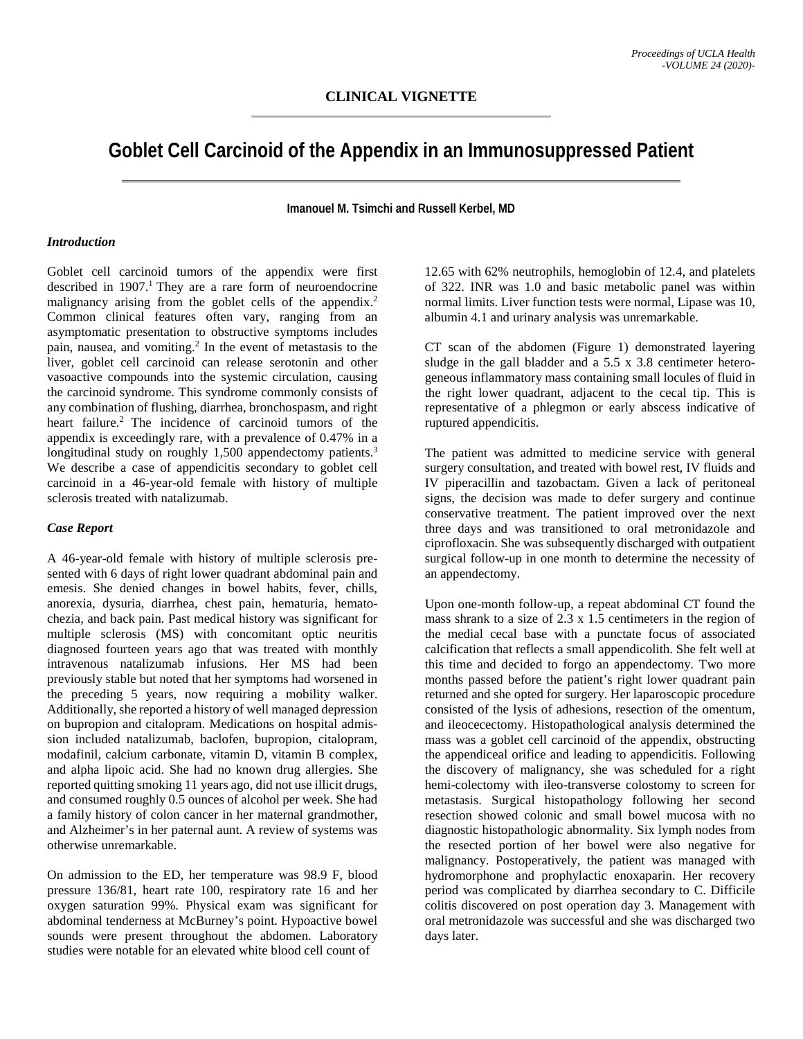**CLINICAL VIGNETTE**

# Goblet Cell Carcinoid of the Appendix in an Immunosuppressed Patient

**Imanouel M. Tsimchi and Russell Kerbel, MD**

### *Introduction*

Goblet cell carcinoid tumors of the appendix were first described in 1907.[1] They are a rare form of neuroendocrine malignancy arising from the goblet cells of the appendix.[2] Common clinical features often vary, ranging from an asymptomatic presentation to obstructive symptoms includes pain, nausea, and vomiting.[2] In the event of metastasis to the liver, goblet cell carcinoid can release serotonin and other vasoactive compounds into the systemic circulation, causing the carcinoid syndrome. This syndrome commonly consists of any combination of flushing, diarrhea, bronchospasm, and right heart failure.[2] The incidence of carcinoid tumors of the appendix is exceedingly rare, with a prevalence of 0.47% in a longitudinal study on roughly 1,500 appendectomy patients.[3] We describe a case of appendicitis secondary to goblet cell carcinoid in a 46-year-old female with history of multiple sclerosis treated with natalizumab.

### *Case Report*

A 46-year-old female with history of multiple sclerosis presented with 6 days of right lower quadrant abdominal pain and emesis. She denied changes in bowel habits, fever, chills, anorexia, dysuria, diarrhea, chest pain, hematuria, hematochezia, and back pain. Past medical history was significant for multiple sclerosis (MS) with concomitant optic neuritis diagnosed fourteen years ago that was treated with monthly intravenous natalizumab infusions. Her MS had been previously stable but noted that her symptoms had worsened in the preceding 5 years, now requiring a mobility walker. Additionally, she reported a history of well managed depression on bupropion and citalopram. Medications on hospital admission included natalizumab, baclofen, bupropion, citalopram, modafinil, calcium carbonate, vitamin D, vitamin B complex, and alpha lipoic acid. She had no known drug allergies. She reported quitting smoking 11 years ago, did not use illicit drugs, and consumed roughly 0.5 ounces of alcohol per week. She had a family history of colon cancer in her maternal grandmother, and Alzheimer's in her paternal aunt. A review of systems was otherwise unremarkable.

On admission to the ED, her temperature was 98.9 F, blood pressure 136/81, heart rate 100, respiratory rate 16 and her oxygen saturation 99%. Physical exam was significant for abdominal tenderness at McBurney's point. Hypoactive bowel sounds were present throughout the abdomen. Laboratory studies were notable for an elevated white blood cell count of 12.65 with 62% neutrophils, hemoglobin of 12.4, and platelets of 322. INR was 1.0 and basic metabolic panel was within normal limits. Liver function tests were normal, Lipase was 10, albumin 4.1 and urinary analysis was unremarkable.

CT scan of the abdomen (Figure 1) demonstrated layering sludge in the gall bladder and a 5.5 x 3.8 centimeter heterogeneous inflammatory mass containing small locules of fluid in the right lower quadrant, adjacent to the cecal tip. This is representative of a phlegmon or early abscess indicative of ruptured appendicitis.

The patient was admitted to medicine service with general surgery consultation, and treated with bowel rest, IV fluids and IV piperacillin and tazobactam. Given a lack of peritoneal signs, the decision was made to defer surgery and continue conservative treatment. The patient improved over the next three days and was transitioned to oral metronidazole and ciprofloxacin. She was subsequently discharged with outpatient surgical follow-up in one month to determine the necessity of an appendectomy.

Upon one-month follow-up, a repeat abdominal CT found the mass shrank to a size of 2.3 x 1.5 centimeters in the region of the medial cecal base with a punctate focus of associated calcification that reflects a small appendicolith. She felt well at this time and decided to forgo an appendectomy. Two more months passed before the patient's right lower quadrant pain returned and she opted for surgery. Her laparoscopic procedure consisted of the lysis of adhesions, resection of the omentum, and ileocecectomy. Histopathological analysis determined the mass was a goblet cell carcinoid of the appendix, obstructing the appendiceal orifice and leading to appendicitis. Following the discovery of malignancy, she was scheduled for a right hemi-colectomy with ileo-transverse colostomy to screen for metastasis. Surgical histopathology following her second resection showed colonic and small bowel mucosa with no diagnostic histopathologic abnormality. Six lymph nodes from the resected portion of her bowel were also negative for malignancy. Postoperatively, the patient was managed with hydromorphone and prophylactic enoxaparin. Her recovery period was complicated by diarrhea secondary to C. Difficile colitis discovered on post operation day 3. Management with oral metronidazole was successful and she was discharged two days later.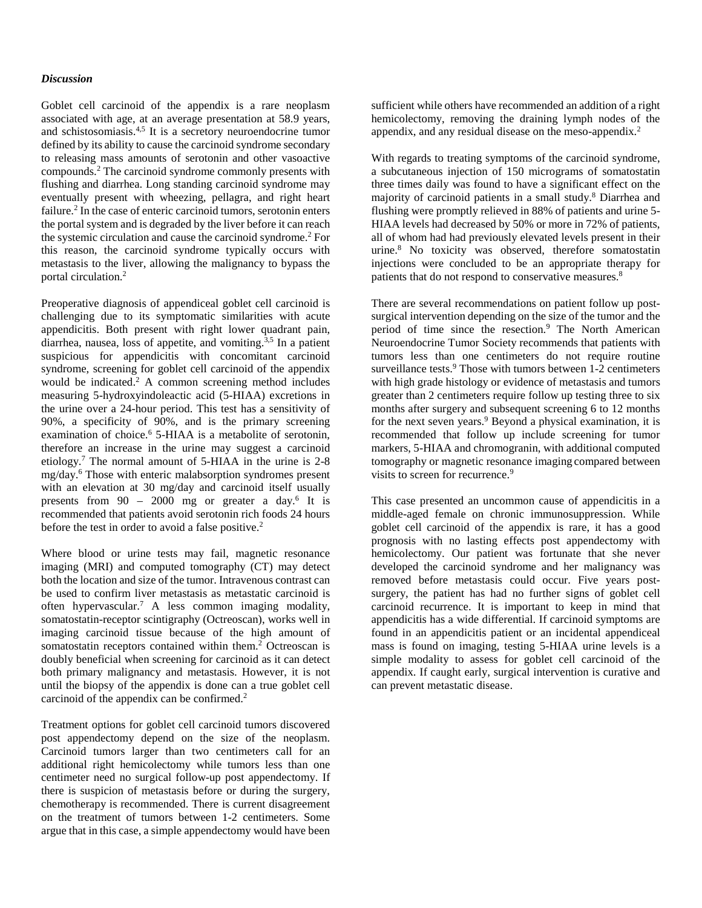### *Discussion*

Goblet cell carcinoid of the appendix is a rare neoplasm associated with age, at an average presentation at 58.9 years, and schistosomiasis.[4,5] It is a secretory neuroendocrine tumor defined by its ability to cause the carcinoid syndrome secondary to releasing mass amounts of serotonin and other vasoactive compounds.[2] The carcinoid syndrome commonly presents with flushing and diarrhea. Long standing carcinoid syndrome may eventually present with wheezing, pellagra, and right heart failure.[2] In the case of enteric carcinoid tumors, serotonin enters the portal system and is degraded by the liver before it can reach the systemic circulation and cause the carcinoid syndrome.[2] For this reason, the carcinoid syndrome typically occurs with metastasis to the liver, allowing the malignancy to bypass the portal circulation.[2]

Preoperative diagnosis of appendiceal goblet cell carcinoid is challenging due to its symptomatic similarities with acute appendicitis. Both present with right lower quadrant pain, diarrhea, nausea, loss of appetite, and vomiting.[3,5] In a patient suspicious for appendicitis with concomitant carcinoid syndrome, screening for goblet cell carcinoid of the appendix would be indicated.[2] A common screening method includes measuring 5-hydroxyindoleactic acid (5-HIAA) excretions in the urine over a 24-hour period. This test has a sensitivity of 90%, a specificity of 90%, and is the primary screening examination of choice.[6] 5-HIAA is a metabolite of serotonin, therefore an increase in the urine may suggest a carcinoid etiology.[7] The normal amount of 5-HIAA in the urine is 2-8 mg/day.[6] Those with enteric malabsorption syndromes present with an elevation at 30 mg/day and carcinoid itself usually presents from 90 – 2000 mg or greater a day.[6] It is recommended that patients avoid serotonin rich foods 24 hours before the test in order to avoid a false positive.[2]

Where blood or urine tests may fail, magnetic resonance imaging (MRI) and computed tomography (CT) may detect both the location and size of the tumor. Intravenous contrast can be used to confirm liver metastasis as metastatic carcinoid is often hypervascular.[7] A less common imaging modality, somatostatin-receptor scintigraphy (Octreoscan), works well in imaging carcinoid tissue because of the high amount of somatostatin receptors contained within them.[2] Octreoscan is doubly beneficial when screening for carcinoid as it can detect both primary malignancy and metastasis. However, it is not until the biopsy of the appendix is done can a true goblet cell carcinoid of the appendix can be confirmed.[2]

Treatment options for goblet cell carcinoid tumors discovered post appendectomy depend on the size of the neoplasm. Carcinoid tumors larger than two centimeters call for an additional right hemicolectomy while tumors less than one centimeter need no surgical follow-up post appendectomy. If there is suspicion of metastasis before or during the surgery, chemotherapy is recommended. There is current disagreement on the treatment of tumors between 1-2 centimeters. Some argue that in this case, a simple appendectomy would have been sufficient while others have recommended an addition of a right hemicolectomy, removing the draining lymph nodes of the appendix, and any residual disease on the meso-appendix.[2]

With regards to treating symptoms of the carcinoid syndrome, a subcutaneous injection of 150 micrograms of somatostatin three times daily was found to have a significant effect on the majority of carcinoid patients in a small study.[8] Diarrhea and flushing were promptly relieved in 88% of patients and urine 5-HIAA levels had decreased by 50% or more in 72% of patients, all of whom had had previously elevated levels present in their urine.[8] No toxicity was observed, therefore somatostatin injections were concluded to be an appropriate therapy for patients that do not respond to conservative measures.[8]

There are several recommendations on patient follow up post-surgical intervention depending on the size of the tumor and the period of time since the resection.[9] The North American Neuroendocrine Tumor Society recommends that patients with tumors less than one centimeters do not require routine surveillance tests.[9] Those with tumors between 1-2 centimeters with high grade histology or evidence of metastasis and tumors greater than 2 centimeters require follow up testing three to six months after surgery and subsequent screening 6 to 12 months for the next seven years.[9] Beyond a physical examination, it is recommended that follow up include screening for tumor markers, 5-HIAA and chromogranin, with additional computed tomography or magnetic resonance imaging compared between visits to screen for recurrence.[9]

This case presented an uncommon cause of appendicitis in a middle-aged female on chronic immunosuppression. While goblet cell carcinoid of the appendix is rare, it has a good prognosis with no lasting effects post appendectomy with hemicolectomy. Our patient was fortunate that she never developed the carcinoid syndrome and her malignancy was removed before metastasis could occur. Five years post-surgery, the patient has had no further signs of goblet cell carcinoid recurrence. It is important to keep in mind that appendicitis has a wide differential. If carcinoid symptoms are found in an appendicitis patient or an incidental appendiceal mass is found on imaging, testing 5-HIAA urine levels is a simple modality to assess for goblet cell carcinoid of the appendix. If caught early, surgical intervention is curative and can prevent metastatic disease.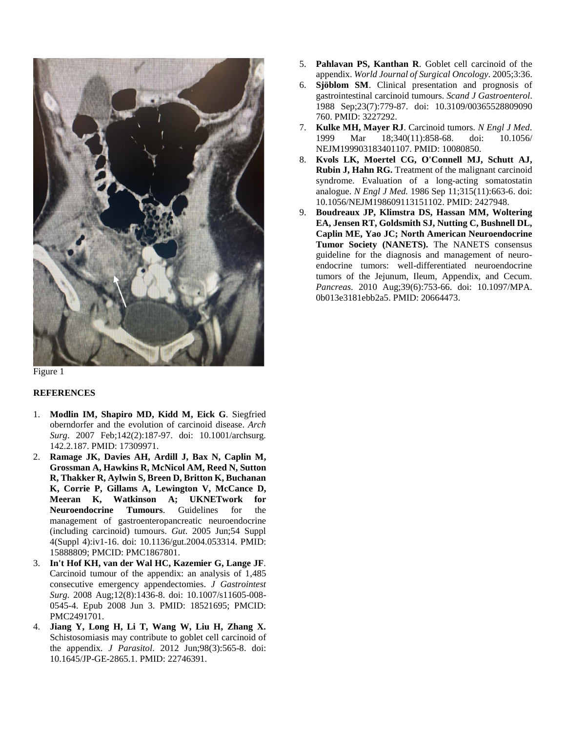Figure 1

## REFERENCES

1. **Modlin IM, Shapiro MD, Kidd M, Eick G**. Siegfried oberndorfer and the evolution of carcinoid disease. *Arch Surg*. 2007 Feb;142(2):187-97. doi: 10.1001/archsurg.142.2.187. PMID: 17309971.
2. **Ramage JK, Davies AH, Ardill J, Bax N, Caplin M, Grossman A, Hawkins R, McNicol AM, Reed N, Sutton R, Thakker R, Aylwin S, Breen D, Britton K, Buchanan K, Corrie P, Gillams A, Lewington V, McCance D, Meeran K, Watkinson A; UKNETwork for Neuroendocrine Tumours**. Guidelines for the management of gastroenteropancreatic neuroendocrine (including carcinoid) tumours. *Gut*. 2005 Jun;54 Suppl 4(Suppl 4):iv1-16. doi: 10.1136/gut.2004.053314. PMID: 15888809; PMCID: PMC1867801.
3. **In't Hof KH, van der Wal HC, Kazemier G, Lange JF**. Carcinoid tumour of the appendix: an analysis of 1,485 consecutive emergency appendectomies. *J Gastrointest Surg*. 2008 Aug;12(8):1436-8. doi: 10.1007/s11605-008-0545-4. Epub 2008 Jun 3. PMID: 18521695; PMCID: PMC2491701.
4. **Jiang Y, Long H, Li T, Wang W, Liu H, Zhang X.** Schistosomiasis may contribute to goblet cell carcinoid of the appendix. *J Parasitol*. 2012 Jun;98(3):565-8. doi: 10.1645/JP-GE-2865.1. PMID: 22746391.
5. **Pahlavan PS, Kanthan R**. Goblet cell carcinoid of the appendix. *World Journal of Surgical Oncology*. 2005;3:36.
6. **Sjöblom SM**. Clinical presentation and prognosis of gastrointestinal carcinoid tumours. *Scand J Gastroenterol*. 1988 Sep;23(7):779-87. doi: 10.3109/00365528809090760. PMID: 3227292.
7. **Kulke MH, Mayer RJ**. Carcinoid tumors. *N Engl J Med*. 1999 Mar 18;340(11):858-68. doi: 10.1056/NEJM199903183401107. PMID: 10080850.
8. **Kvols LK, Moertel CG, O'Connell MJ, Schutt AJ, Rubin J, Hahn RG.** Treatment of the malignant carcinoid syndrome. Evaluation of a long-acting somatostatin analogue. *N Engl J Med.* 1986 Sep 11;315(11):663-6. doi: 10.1056/NEJM198609113151102. PMID: 2427948.
9. **Boudreaux JP, Klimstra DS, Hassan MM, Woltering EA, Jensen RT, Goldsmith SJ, Nutting C, Bushnell DL, Caplin ME, Yao JC; North American Neuroendocrine Tumor Society (NANETS).** The NANETS consensus guideline for the diagnosis and management of neuroendocrine tumors: well-differentiated neuroendocrine tumors of the Jejunum, Ileum, Appendix, and Cecum. *Pancreas*. 2010 Aug;39(6):753-66. doi: 10.1097/MPA.0b013e3181ebb2a5. PMID: 20664473.